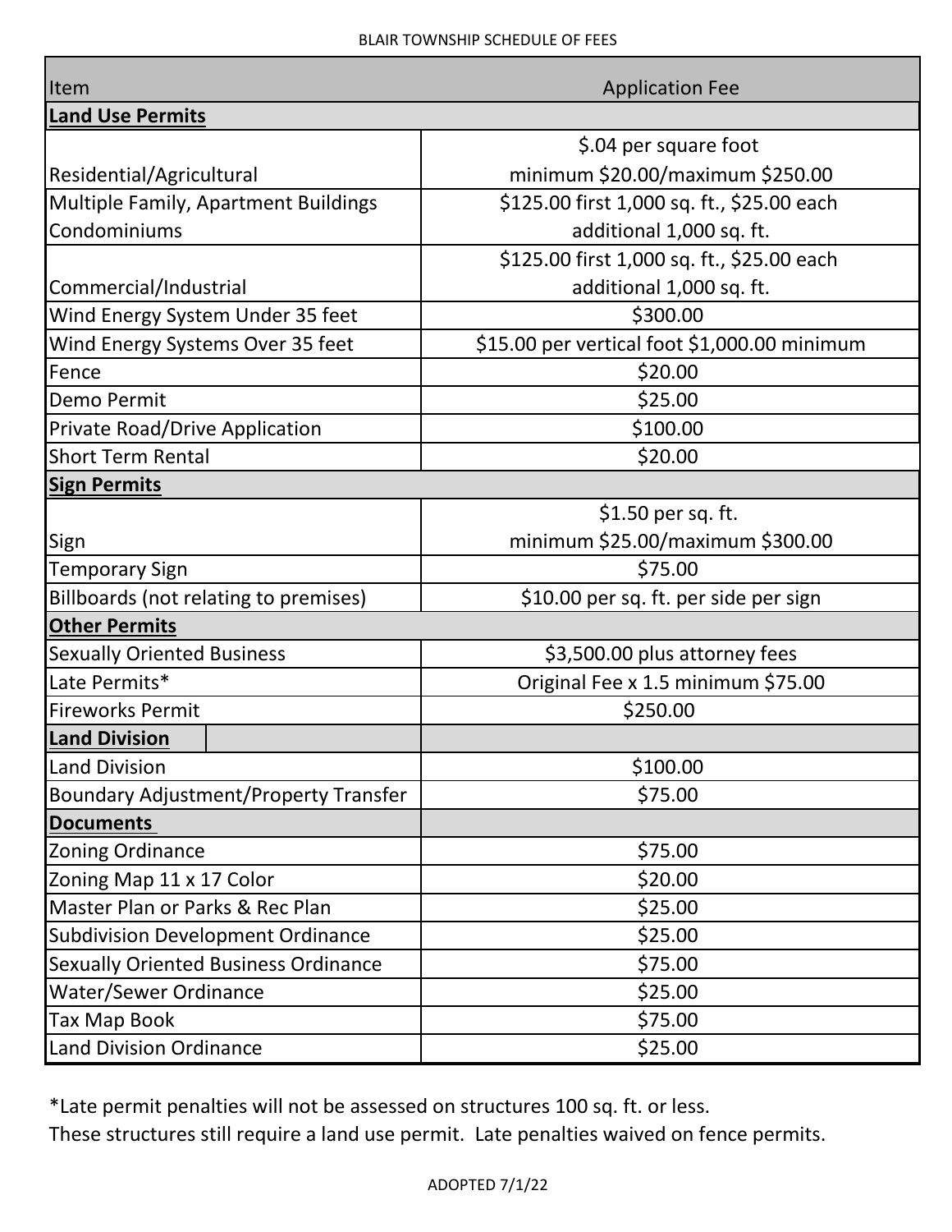# BLAIR TOWNSHIP SCHEDULE OF FEES

| Item | Application Fee |
|---|---|
| **Land Use Permits** | |
| Residential/Agricultural | $.04 per square foot minimum $20.00/maximum $250.00 |
| Multiple Family, Apartment Buildings Condominiums | $125.00 first 1,000 sq. ft., $25.00 each additional 1,000 sq. ft. |
| Commercial/Industrial | $125.00 first 1,000 sq. ft., $25.00 each additional 1,000 sq. ft. |
| Wind Energy System Under 35 feet | $300.00 |
| Wind Energy Systems Over 35 feet | $15.00 per vertical foot $1,000.00 minimum |
| Fence | $20.00 |
| Demo Permit | $25.00 |
| Private Road/Drive Application | $100.00 |
| Short Term Rental | $20.00 |
| **Sign Permits** | |
| Sign | $1.50 per sq. ft. minimum $25.00/maximum $300.00 |
| Temporary Sign | $75.00 |
| Billboards (not relating to premises) | $10.00 per sq. ft. per side per sign |
| **Other Permits** | |
| Sexually Oriented Business | $3,500.00 plus attorney fees |
| Late Permits* | Original Fee x 1.5 minimum $75.00 |
| Fireworks Permit | $250.00 |
| **Land Division** | |
| Land Division | $100.00 |
| Boundary Adjustment/Property Transfer | $75.00 |
| **Documents** | |
| Zoning Ordinance | $75.00 |
| Zoning Map 11 x 17 Color | $20.00 |
| Master Plan or Parks & Rec Plan | $25.00 |
| Subdivision Development Ordinance | $25.00 |
| Sexually Oriented Business Ordinance | $75.00 |
| Water/Sewer Ordinance | $25.00 |
| Tax Map Book | $75.00 |
| Land Division Ordinance | $25.00 |

*Late permit penalties will not be assessed on structures 100 sq. ft. or less.
These structures still require a land use permit. Late penalties waived on fence permits.

ADOPTED 7/1/22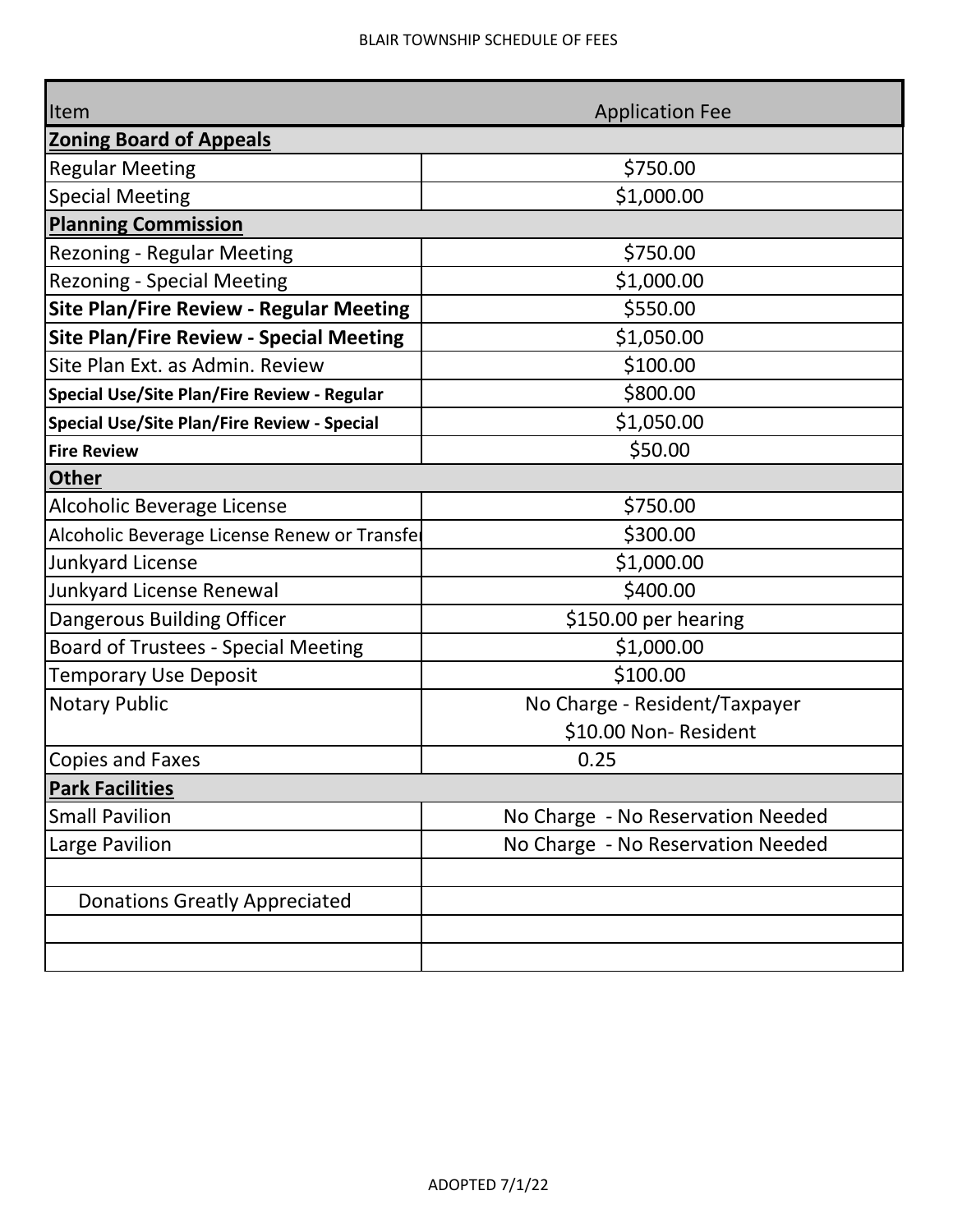BLAIR TOWNSHIP SCHEDULE OF FEES

| Item | Application Fee |
|---|---|
| **Zoning Board of Appeals** | |
| Regular Meeting | $750.00 |
| Special Meeting | $1,000.00 |
| **Planning Commission** | |
| Rezoning - Regular Meeting | $750.00 |
| Rezoning - Special Meeting | $1,000.00 |
| **Site Plan/Fire Review - Regular Meeting** | $550.00 |
| **Site Plan/Fire Review - Special Meeting** | $1,050.00 |
| Site Plan Ext. as Admin. Review | $100.00 |
| **Special Use/Site Plan/Fire Review - Regular** | $800.00 |
| **Special Use/Site Plan/Fire Review - Special** | $1,050.00 |
| **Fire Review** | $50.00 |
| **Other** | |
| Alcoholic Beverage License | $750.00 |
| Alcoholic Beverage License Renew or Transfer | $300.00 |
| Junkyard License | $1,000.00 |
| Junkyard License Renewal | $400.00 |
| Dangerous Building Officer | $150.00 per hearing |
| Board of Trustees - Special Meeting | $1,000.00 |
| Temporary Use Deposit | $100.00 |
| Notary Public | No Charge - Resident/Taxpayer<br>$10.00 Non- Resident |
| Copies and Faxes | 0.25 |
| **Park Facilities** | |
| Small Pavilion | No Charge - No Reservation Needed |
| Large Pavilion | No Charge - No Reservation Needed |
| | |
| Donations Greatly Appreciated | |
| | |
| | |

ADOPTED 7/1/22